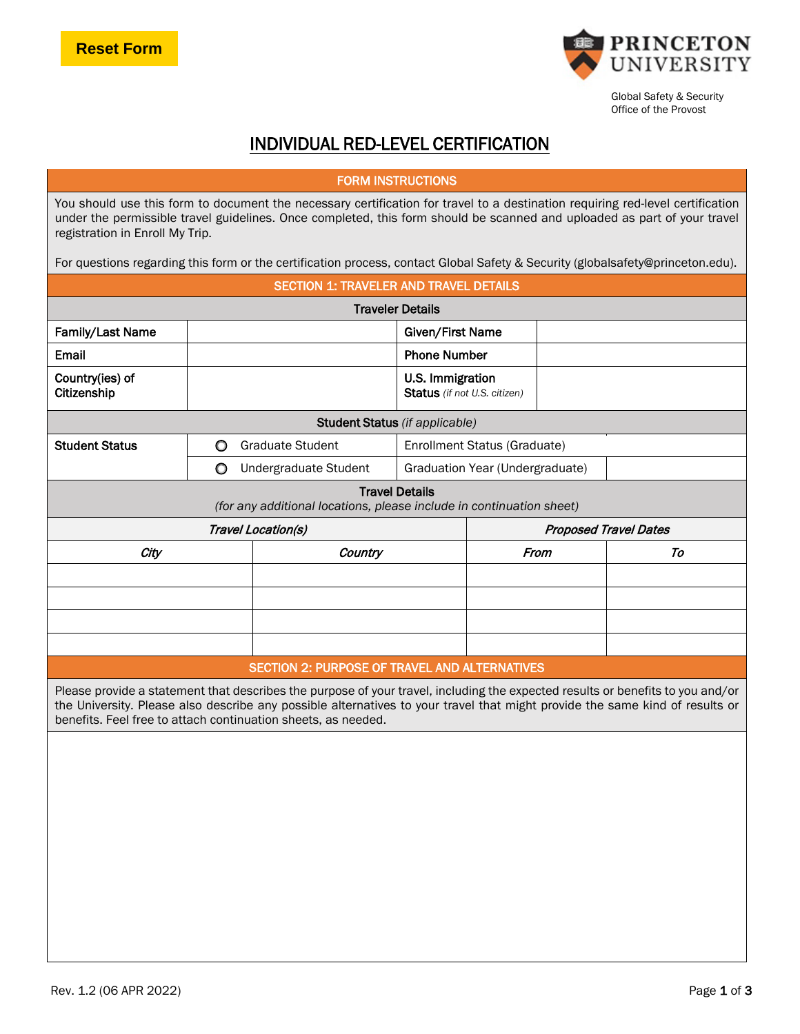Reset Form

PRINCETON UNIVERSITY

Global Safety & Security
Office of the Provost

# INDIVIDUAL RED-LEVEL CERTIFICATION

## FORM INSTRUCTIONS

You should use this form to document the necessary certification for travel to a destination requiring red-level certification under the permissible travel guidelines. Once completed, this form should be scanned and uploaded as part of your travel registration in Enroll My Trip.

For questions regarding this form or the certification process, contact Global Safety & Security (globalsafety@princeton.edu).

## SECTION 1: TRAVELER AND TRAVEL DETAILS

### Traveler Details

| | | | |
|---|---|---|---|
| **Family/Last Name** | | **Given/First Name** | |
| **Email** | | **Phone Number** | |
| **Country(ies) of Citizenship** | | **U.S. Immigration Status** *(if not U.S. citizen)* | |

### Student Status *(if applicable)*

| | | | |
|---|---|---|---|
| **Student Status** | ○ Graduate Student | Enrollment Status (Graduate) | |
| | ○ Undergraduate Student | Graduation Year (Undergraduate) | |

### Travel Details
*(for any additional locations, please include in continuation sheet)*

| *Travel Location(s)* | | *Proposed Travel Dates* | |
|---|---|---|---|
| ***City*** | ***Country*** | ***From*** | ***To*** |
| | | | |
| | | | |
| | | | |
| | | | |

## SECTION 2: PURPOSE OF TRAVEL AND ALTERNATIVES

Please provide a statement that describes the purpose of your travel, including the expected results or benefits to you and/or the University. Please also describe any possible alternatives to your travel that might provide the same kind of results or benefits. Feel free to attach continuation sheets, as needed.

Rev. 1.2 (06 APR 2022)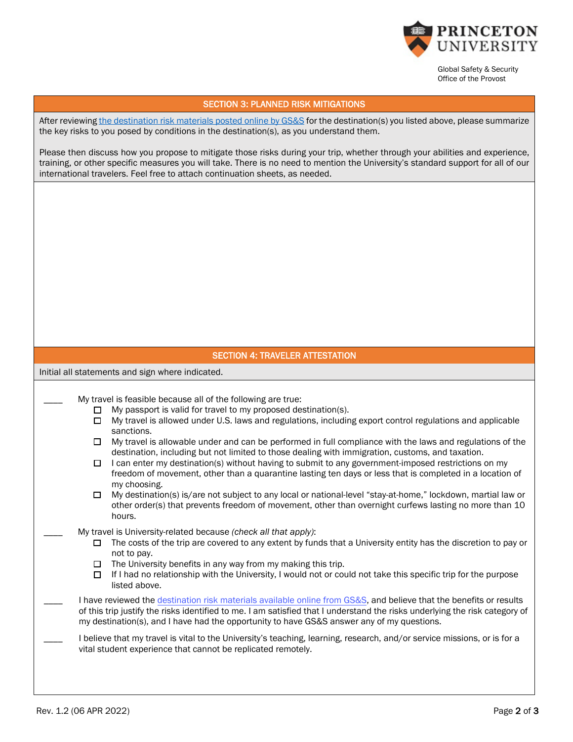## SECTION 3: PLANNED RISK MITIGATIONS

After reviewing [the destination risk materials posted online by GS&S]() for the destination(s) you listed above, please summarize the key risks to you posed by conditions in the destination(s), as you understand them.

Please then discuss how you propose to mitigate those risks during your trip, whether through your abilities and experience, training, or other specific measures you will take. There is no need to mention the University's standard support for all of our international travelers. Feel free to attach continuation sheets, as needed.

## SECTION 4: TRAVELER ATTESTATION

Initial all statements and sign where indicated.

____ My travel is feasible because all of the following are true:

- ☐ My passport is valid for travel to my proposed destination(s).
- ☐ My travel is allowed under U.S. laws and regulations, including export control regulations and applicable sanctions.
- ☐ My travel is allowable under and can be performed in full compliance with the laws and regulations of the destination, including but not limited to those dealing with immigration, customs, and taxation.
- ☐ I can enter my destination(s) without having to submit to any government-imposed restrictions on my freedom of movement, other than a quarantine lasting ten days or less that is completed in a location of my choosing.
- ☐ My destination(s) is/are not subject to any local or national-level "stay-at-home," lockdown, martial law or other order(s) that prevents freedom of movement, other than overnight curfews lasting no more than 10 hours.

____ My travel is University-related because *(check all that apply)*:

- ☐ The costs of the trip are covered to any extent by funds that a University entity has the discretion to pay or not to pay.
- ☐ The University benefits in any way from my making this trip.
- ☐ If I had no relationship with the University, I would not or could not take this specific trip for the purpose listed above.

____ I have reviewed the [destination risk materials available online from GS&S](), and believe that the benefits or results of this trip justify the risks identified to me. I am satisfied that I understand the risks underlying the risk category of my destination(s), and I have had the opportunity to have GS&S answer any of my questions.

____ I believe that my travel is vital to the University's teaching, learning, research, and/or service missions, or is for a vital student experience that cannot be replicated remotely.

Rev. 1.2 (06 APR 2022)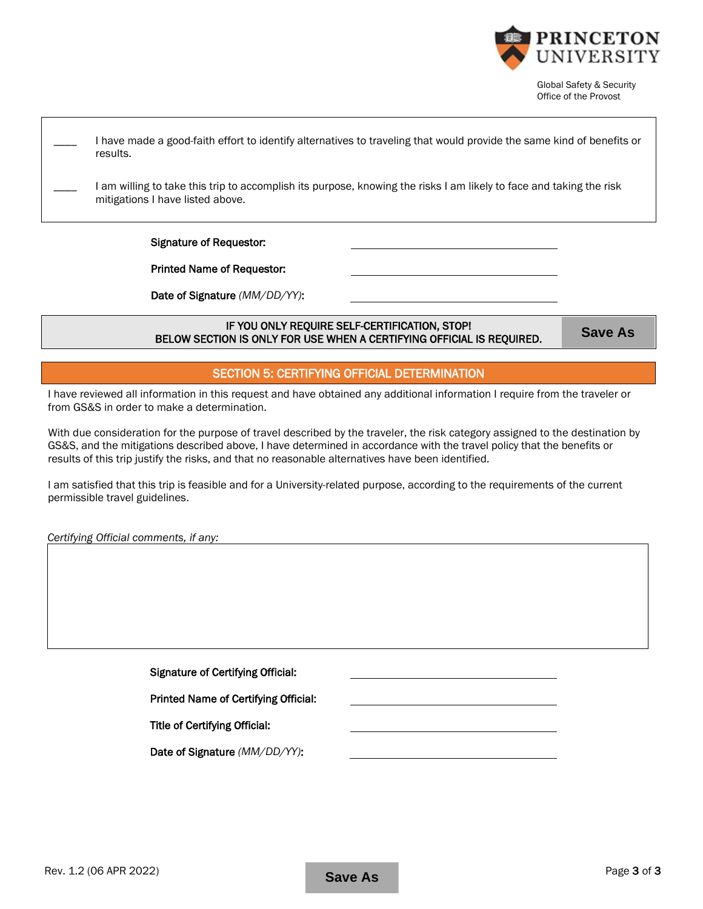____ I have made a good-faith effort to identify alternatives to traveling that would provide the same kind of benefits or results.

____ I am willing to take this trip to accomplish its purpose, knowing the risks I am likely to face and taking the risk mitigations I have listed above.

**Signature of Requestor:** ______________________________

**Printed Name of Requestor:** ______________________________

**Date of Signature** *(MM/DD/YY)*: ______________________________

**IF YOU ONLY REQUIRE SELF-CERTIFICATION, STOP!**
**BELOW SECTION IS ONLY FOR USE WHEN A CERTIFYING OFFICIAL IS REQUIRED.**

## SECTION 5: CERTIFYING OFFICIAL DETERMINATION

I have reviewed all information in this request and have obtained any additional information I require from the traveler or from GS&S in order to make a determination.

With due consideration for the purpose of travel described by the traveler, the risk category assigned to the destination by GS&S, and the mitigations described above, I have determined in accordance with the travel policy that the benefits or results of this trip justify the risks, and that no reasonable alternatives have been identified.

I am satisfied that this trip is feasible and for a University-related purpose, according to the requirements of the current permissible travel guidelines.

*Certifying Official comments, if any:*

**Signature of Certifying Official:** ______________________________

**Printed Name of Certifying Official:** ______________________________

**Title of Certifying Official:** ______________________________

**Date of Signature** *(MM/DD/YY)*: ______________________________

Rev. 1.2 (06 APR 2022)